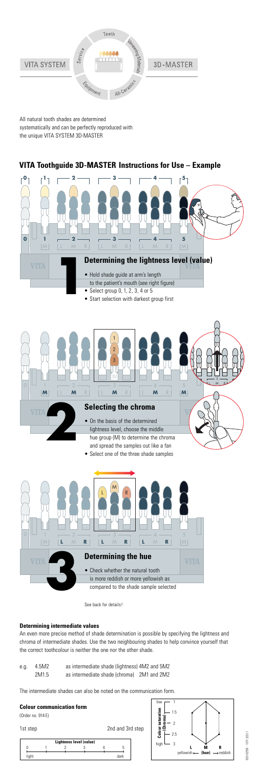VITA SYSTEM

Teeth · Veneering Materials · All-Ceramics · Equipment · Service

3D-MASTER

All natural tooth shades are determined systematically and can be perfectly reproduced with the unique VITA SYSTEM 3D-MASTER

## VITA Toothguide 3D-MASTER Instructions for Use – Example

### 1 Determining the lightness level (value)

- Hold shade guide at arm's length to the patient's mouth (see right figure)
- Select group 0, 1, 2, 3, 4 or 5
- Start selection with darkest group first

### 2 Selecting the chroma

- On the basis of the determined lightness level, choose the middle hue group (M) to determine the chroma and spread the samples out like a fan
- Select one of the three shade samples

### 3 Determining the hue

- Check whether the natural tooth is more reddish or more yellowish as compared to the shade sample selected

See back for details!

**Determining intermediate values**

An even more precise method of shade determination is possible by specifying the lightness and chroma of intermediate shades. Use the two neighbouring shades to help convince yourself that the correct toothcolour is neither the one nor the other shade.

| | | |
|---|---|---|
| e.g. | 4.5M2 | as intermediate shade (lightness) 4M2 and 5M2 |
| | 2M1.5 | as intermediate shade (chroma) 2M1 and 2M2 |

The intermediate shades can also be noted on the communication form.

**Colour communication form**

(Order no. 914 E)

1st step

| Lightness level (value) | | | | | |
|---|---|---|---|---|---|
| 0 | 1 | 2 | 3 | 4 | 5 |
| light | | | | | dark |

2nd and 3rd step

Colour saturation (Chroma): low 1, 1.5, 2, 2.5, 3 high

L (yellowish) ← M (hue) → R (reddish)

920 E/SB - 1011 (X3) 1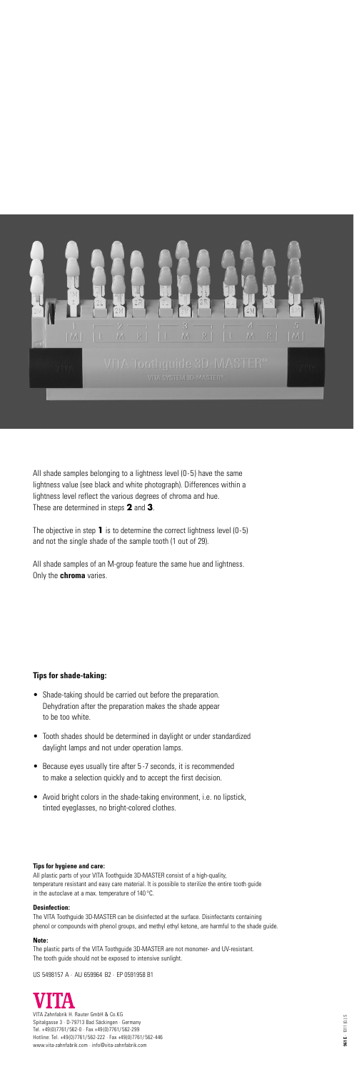All shade samples belonging to a lightness level (0-5) have the same lightness value (see black and white photograph). Differences within a lightness level reflect the various degrees of chroma and hue. These are determined in steps **2** and **3**.

The objective in step **1** is to determine the correct lightness level (0-5) and not the single shade of the sample tooth (1 out of 29).

All shade samples of an M-group feature the same hue and lightness. Only the **chroma** varies.

**Tips for shade-taking:**

- Shade-taking should be carried out before the preparation. Dehydration after the preparation makes the shade appear to be too white.
- Tooth shades should be determined in daylight or under standardized daylight lamps and not under operation lamps.
- Because eyes usually tire after 5-7 seconds, it is recommended to make a selection quickly and to accept the first decision.
- Avoid bright colors in the shade-taking environment, i.e. no lipstick, tinted eyeglasses, no bright-colored clothes.

**Tips for hygiene and care:**

All plastic parts of your VITA Toothguide 3D-MASTER consist of a high-quality, temperature resistant and easy care material. It is possible to sterilize the entire tooth guide in the autoclave at a max. temperature of 140 °C.

**Desinfection:**

The VITA Toothguide 3D-MASTER can be disinfected at the surface. Disinfectants containing phenol or compounds with phenol groups, and methyl ethyl ketone, are harmful to the shade guide.

**Note:**

The plastic parts of the VITA Toothguide 3D-MASTER are not monomer- and UV-resistant. The tooth guide should not be exposed to intensive sunlight.

US 5498157 A · AU 659964 B2 · EP 0591958 B1

VITA

VITA Zahnfabrik H. Rauter GmbH & Co.KG
Spitalgasse 3 · D-79713 Bad Säckingen · Germany
Tel. +49(0)7761/562-0 · Fax +49(0)7761/562-299
Hotline: Tel. +49(0)7761/562-222 · Fax +49(0)7761/562-446
www.vita-zahnfabrik.com · info@vita-zahnfabrik.com